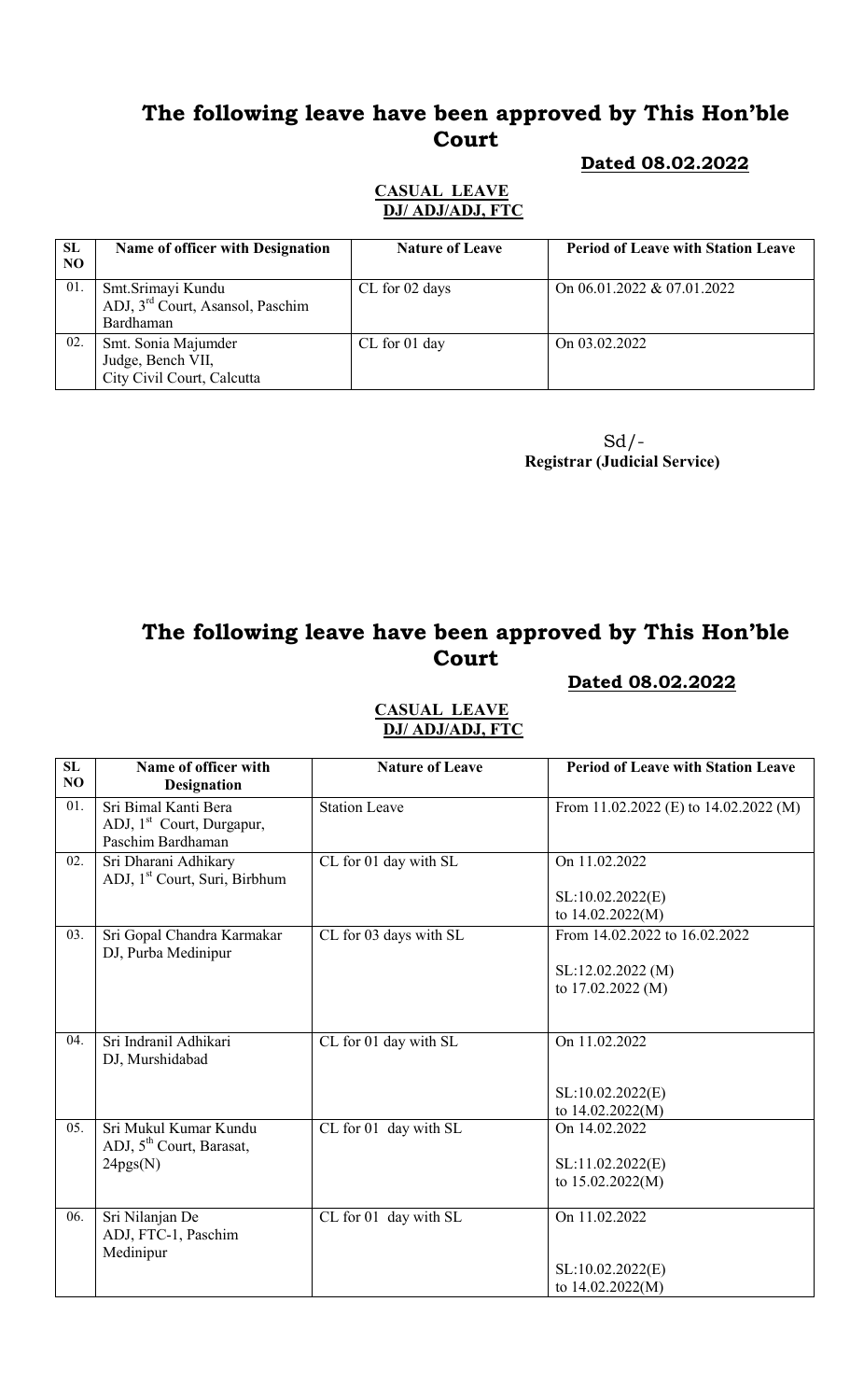# The following leave have been approved by This Hon'ble Court

**Dated 08.02.2022**

**CASUAL LEAVE**
**DJ/ ADJ/ADJ, FTC**

| SL NO | Name of officer with Designation | Nature of Leave | Period of Leave with Station Leave |
|---|---|---|---|
| 01. | Smt.Srimayi Kundu<br>ADJ, 3rd Court, Asansol, Paschim Bardhaman | CL for 02 days | On 06.01.2022 & 07.01.2022 |
| 02. | Smt. Sonia Majumder<br>Judge, Bench VII,<br>City Civil Court, Calcutta | CL for 01 day | On 03.02.2022 |

Sd/-
**Registrar (Judicial Service)**

# The following leave have been approved by This Hon'ble Court

**Dated 08.02.2022**

**CASUAL LEAVE**
**DJ/ ADJ/ADJ, FTC**

| SL NO | Name of officer with Designation | Nature of Leave | Period of Leave with Station Leave |
|---|---|---|---|
| 01. | Sri Bimal Kanti Bera<br>ADJ, 1st Court, Durgapur, Paschim Bardhaman | Station Leave | From 11.02.2022 (E) to 14.02.2022 (M) |
| 02. | Sri Dharani Adhikary<br>ADJ, 1st Court, Suri, Birbhum | CL for 01 day with SL | On 11.02.2022<br><br>SL:10.02.2022(E)<br>to 14.02.2022(M) |
| 03. | Sri Gopal Chandra Karmakar<br>DJ, Purba Medinipur | CL for 03 days with SL | From 14.02.2022 to 16.02.2022<br><br>SL:12.02.2022 (M)<br>to 17.02.2022 (M) |
| 04. | Sri Indranil Adhikari<br>DJ, Murshidabad | CL for 01 day with SL | On 11.02.2022<br><br>SL:10.02.2022(E)<br>to 14.02.2022(M) |
| 05. | Sri Mukul Kumar Kundu<br>ADJ, 5th Court, Barasat, 24pgs(N) | CL for 01 day with SL | On 14.02.2022<br><br>SL:11.02.2022(E)<br>to 15.02.2022(M) |
| 06. | Sri Nilanjan De<br>ADJ, FTC-1, Paschim Medinipur | CL for 01 day with SL | On 11.02.2022<br><br>SL:10.02.2022(E)<br>to 14.02.2022(M) |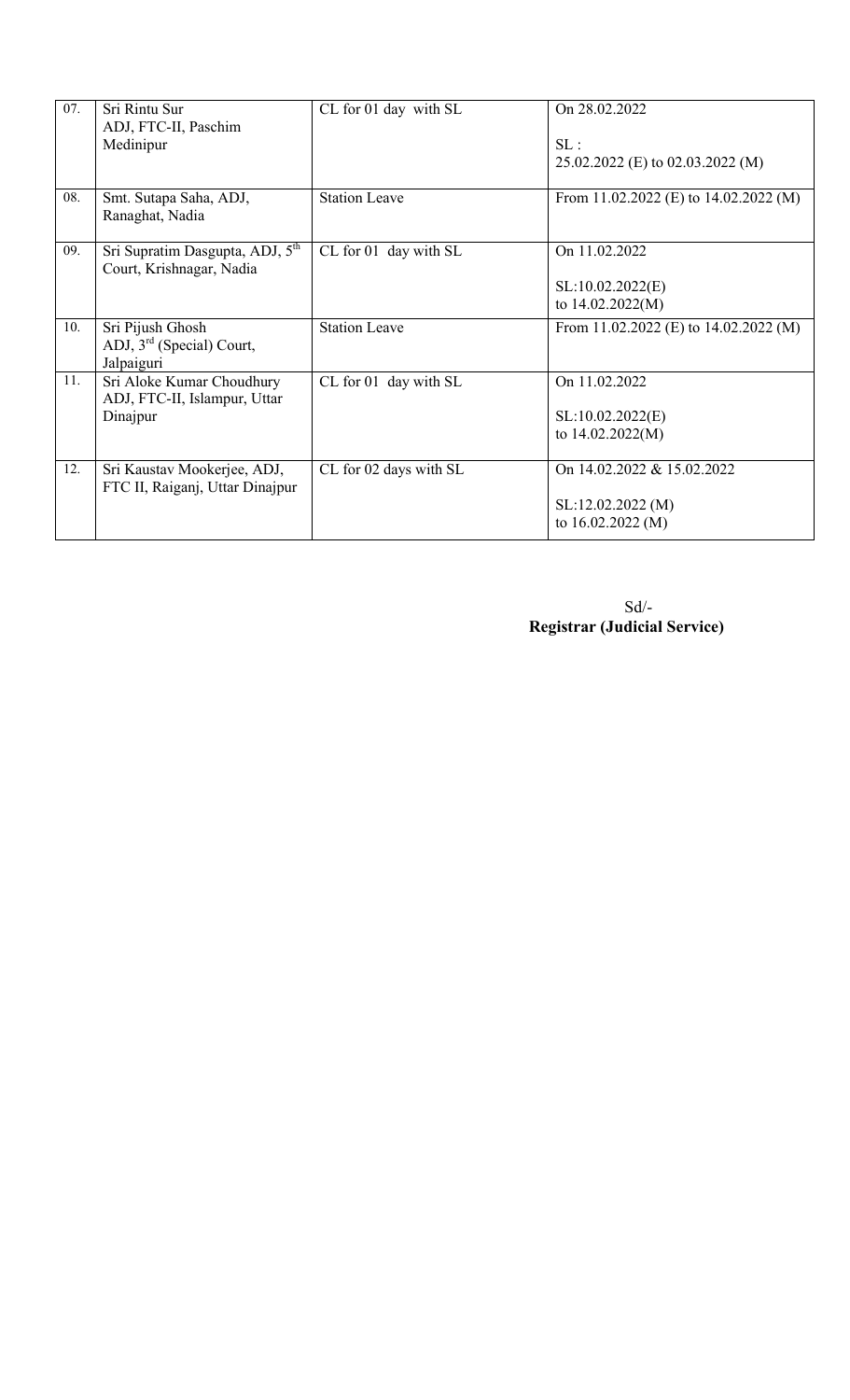| 07. | Sri Rintu Sur ADJ, FTC-II, Paschim Medinipur | CL for 01 day with SL | On 28.02.2022<br><br>SL :<br>25.02.2022 (E) to 02.03.2022 (M) |
|---|---|---|---|
| 08. | Smt. Sutapa Saha, ADJ, Ranaghat, Nadia | Station Leave | From 11.02.2022 (E) to 14.02.2022 (M) |
| 09. | Sri Supratim Dasgupta, ADJ, 5th Court, Krishnagar, Nadia | CL for 01 day with SL | On 11.02.2022<br><br>SL:10.02.2022(E)<br>to 14.02.2022(M) |
| 10. | Sri Pijush Ghosh ADJ, 3rd (Special) Court, Jalpaiguri | Station Leave | From 11.02.2022 (E) to 14.02.2022 (M) |
| 11. | Sri Aloke Kumar Choudhury ADJ, FTC-II, Islampur, Uttar Dinajpur | CL for 01 day with SL | On 11.02.2022<br><br>SL:10.02.2022(E)<br>to 14.02.2022(M) |
| 12. | Sri Kaustav Mookerjee, ADJ, FTC II, Raiganj, Uttar Dinajpur | CL for 02 days with SL | On 14.02.2022 & 15.02.2022<br><br>SL:12.02.2022 (M)<br>to 16.02.2022 (M) |

Sd/-
**Registrar (Judicial Service)**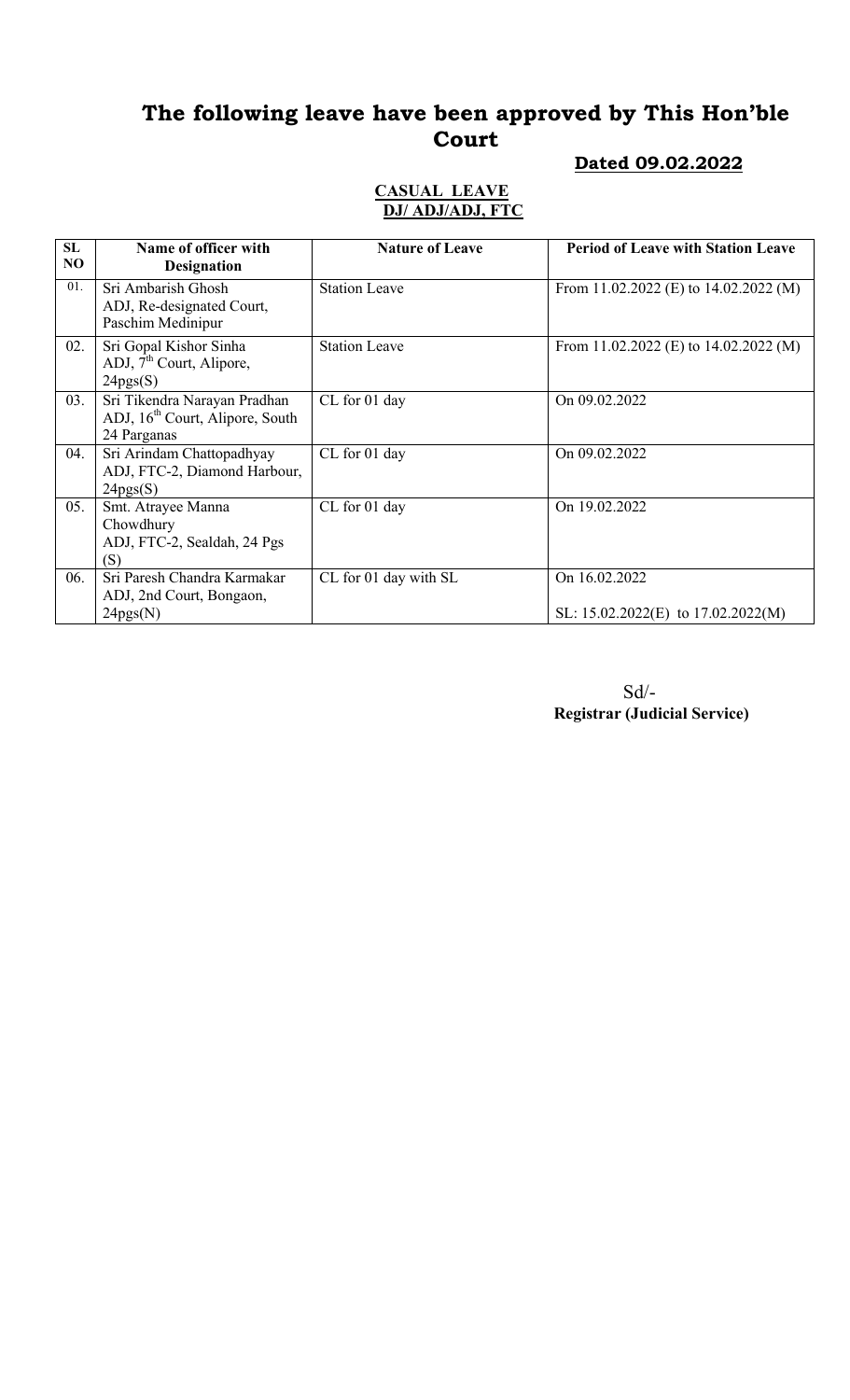# The following leave have been approved by This Hon'ble Court

**Dated 09.02.2022**

**CASUAL LEAVE**
**DJ/ ADJ/ADJ, FTC**

| SL NO | Name of officer with Designation | Nature of Leave | Period of Leave with Station Leave |
|---|---|---|---|
| 01. | Sri Ambarish Ghosh ADJ, Re-designated Court, Paschim Medinipur | Station Leave | From 11.02.2022 (E) to 14.02.2022 (M) |
| 02. | Sri Gopal Kishor Sinha ADJ, 7th Court, Alipore, 24pgs(S) | Station Leave | From 11.02.2022 (E) to 14.02.2022 (M) |
| 03. | Sri Tikendra Narayan Pradhan ADJ, 16th Court, Alipore, South 24 Parganas | CL for 01 day | On 09.02.2022 |
| 04. | Sri Arindam Chattopadhyay ADJ, FTC-2, Diamond Harbour, 24pgs(S) | CL for 01 day | On 09.02.2022 |
| 05. | Smt. Atrayee Manna Chowdhury ADJ, FTC-2, Sealdah, 24 Pgs (S) | CL for 01 day | On 19.02.2022 |
| 06. | Sri Paresh Chandra Karmakar ADJ, 2nd Court, Bongaon, 24pgs(N) | CL for 01 day with SL | On 16.02.2022<br>SL: 15.02.2022(E) to 17.02.2022(M) |

Sd/-
**Registrar (Judicial Service)**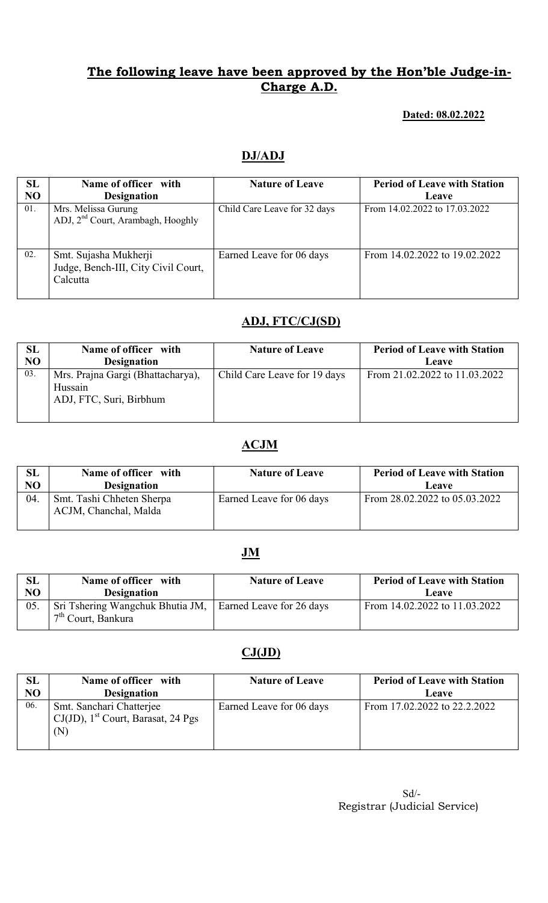## The following leave have been approved by the Hon'ble Judge-in-Charge A.D.

**Dated: 08.02.2022**

### DJ/ADJ

| SL NO | Name of officer with Designation | Nature of Leave | Period of Leave with Station Leave |
|---|---|---|---|
| 01. | Mrs. Melissa Gurung<br>ADJ, 2nd Court, Arambagh, Hooghly | Child Care Leave for 32 days | From 14.02.2022 to 17.03.2022 |
| 02. | Smt. Sujasha Mukherji<br>Judge, Bench-III, City Civil Court, Calcutta | Earned Leave for 06 days | From 14.02.2022 to 19.02.2022 |

### ADJ, FTC/CJ(SD)

| SL NO | Name of officer with Designation | Nature of Leave | Period of Leave with Station Leave |
|---|---|---|---|
| 03. | Mrs. Prajna Gargi (Bhattacharya), Hussain<br>ADJ, FTC, Suri, Birbhum | Child Care Leave for 19 days | From 21.02.2022 to 11.03.2022 |

### ACJM

| SL NO | Name of officer with Designation | Nature of Leave | Period of Leave with Station Leave |
|---|---|---|---|
| 04. | Smt. Tashi Chheten Sherpa<br>ACJM, Chanchal, Malda | Earned Leave for 06 days | From 28.02.2022 to 05.03.2022 |

### JM

| SL NO | Name of officer with Designation | Nature of Leave | Period of Leave with Station Leave |
|---|---|---|---|
| 05. | Sri Tshering Wangchuk Bhutia JM, 7th Court, Bankura | Earned Leave for 26 days | From 14.02.2022 to 11.03.2022 |

### CJ(JD)

| SL NO | Name of officer with Designation | Nature of Leave | Period of Leave with Station Leave |
|---|---|---|---|
| 06. | Smt. Sanchari Chatterjee<br>CJ(JD), 1st Court, Barasat, 24 Pgs (N) | Earned Leave for 06 days | From 17.02.2022 to 22.2.2022 |

Sd/-
Registrar (Judicial Service)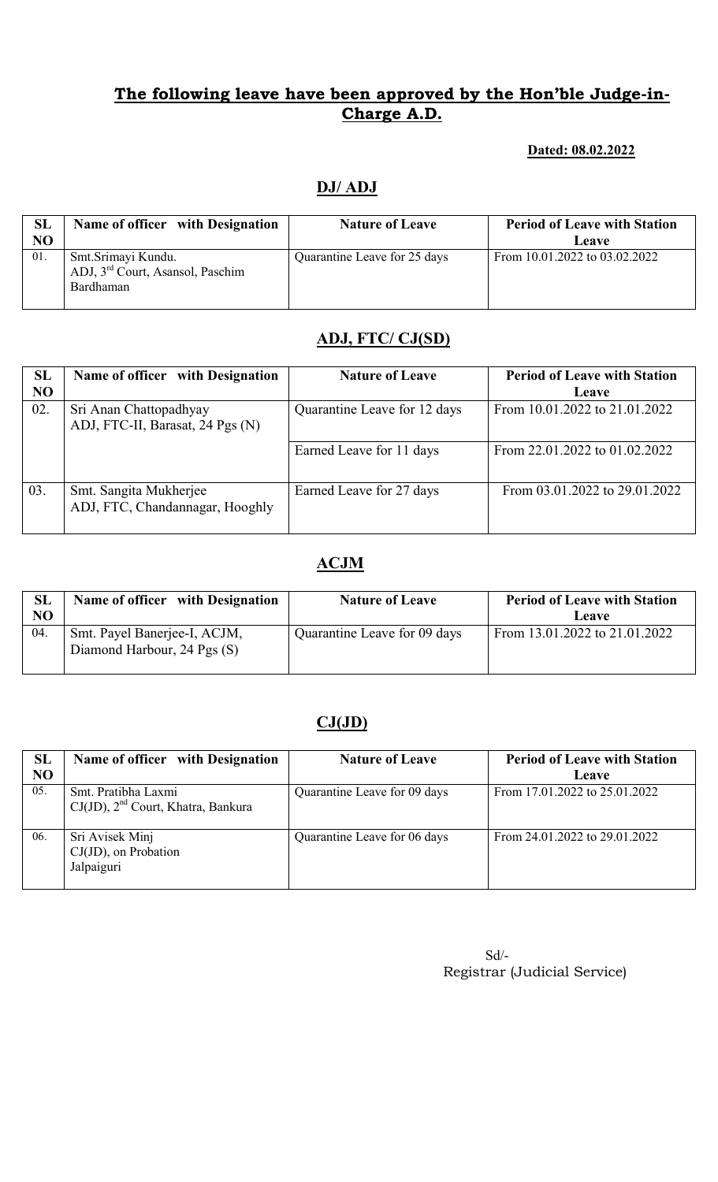## The following leave have been approved by the Hon'ble Judge-in-Charge A.D.

**Dated: 08.02.2022**

### DJ/ ADJ

| SL NO | Name of officer with Designation | Nature of Leave | Period of Leave with Station Leave |
|---|---|---|---|
| 01. | Smt.Srimayi Kundu. ADJ, 3rd Court, Asansol, Paschim Bardhaman | Quarantine Leave for 25 days | From 10.01.2022 to 03.02.2022 |

### ADJ, FTC/ CJ(SD)

| SL NO | Name of officer with Designation | Nature of Leave | Period of Leave with Station Leave |
|---|---|---|---|
| 02. | Sri Anan Chattopadhyay ADJ, FTC-II, Barasat, 24 Pgs (N) | Quarantine Leave for 12 days | From 10.01.2022 to 21.01.2022 |
| | | Earned Leave for 11 days | From 22.01.2022 to 01.02.2022 |
| 03. | Smt. Sangita Mukherjee ADJ, FTC, Chandannagar, Hooghly | Earned Leave for 27 days | From 03.01.2022 to 29.01.2022 |

### ACJM

| SL NO | Name of officer with Designation | Nature of Leave | Period of Leave with Station Leave |
|---|---|---|---|
| 04. | Smt. Payel Banerjee-I, ACJM, Diamond Harbour, 24 Pgs (S) | Quarantine Leave for 09 days | From 13.01.2022 to 21.01.2022 |

### CJ(JD)

| SL NO | Name of officer with Designation | Nature of Leave | Period of Leave with Station Leave |
|---|---|---|---|
| 05. | Smt. Pratibha Laxmi CJ(JD), 2nd Court, Khatra, Bankura | Quarantine Leave for 09 days | From 17.01.2022 to 25.01.2022 |
| 06. | Sri Avisek Minj CJ(JD), on Probation Jalpaiguri | Quarantine Leave for 06 days | From 24.01.2022 to 29.01.2022 |

Sd/-
Registrar (Judicial Service)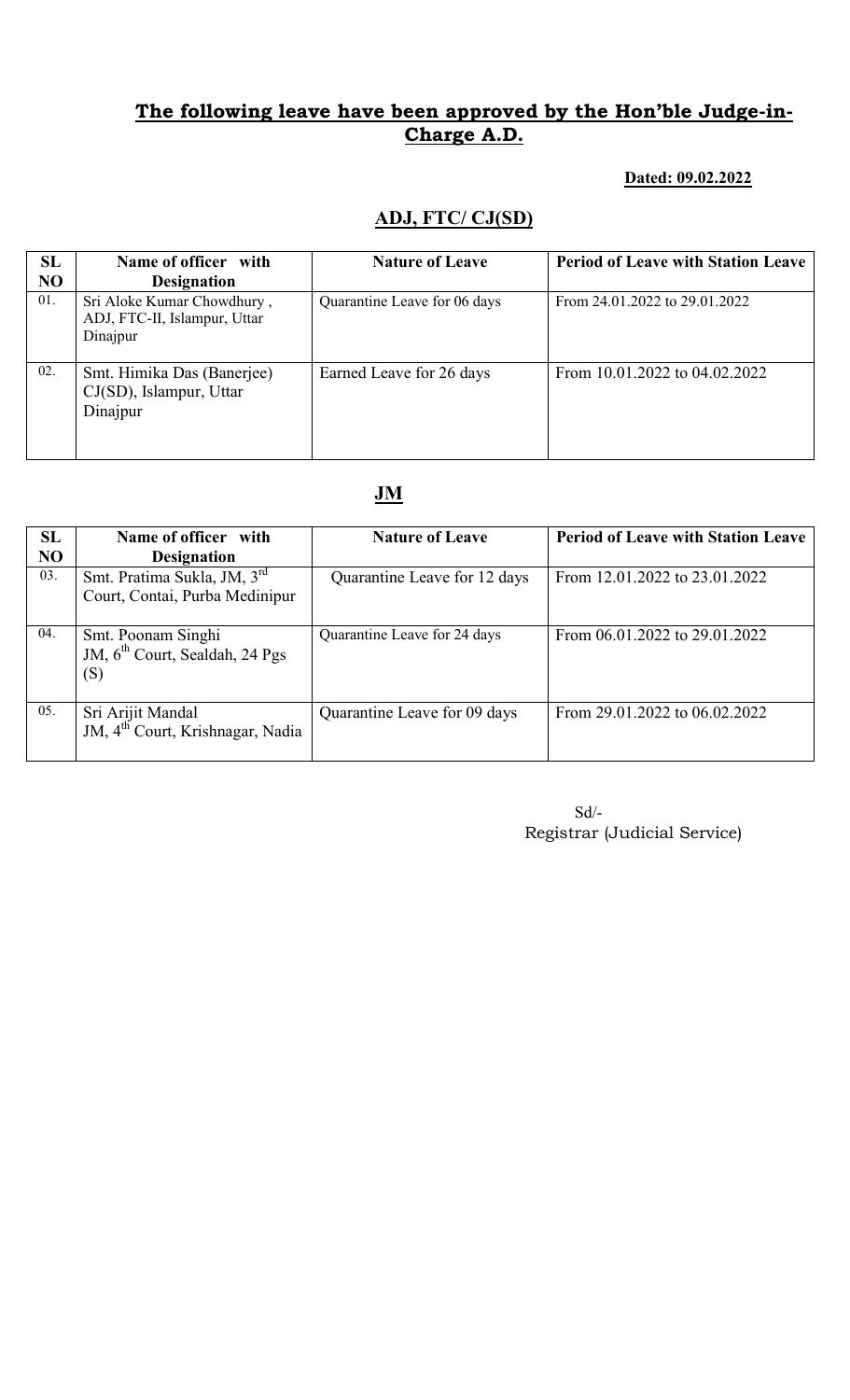## The following leave have been approved by the Hon'ble Judge-in-Charge A.D.

**Dated: 09.02.2022**

### ADJ, FTC/ CJ(SD)

| SL NO | Name of officer with Designation | Nature of Leave | Period of Leave with Station Leave |
|---|---|---|---|
| 01. | Sri Aloke Kumar Chowdhury , ADJ, FTC-II, Islampur, Uttar Dinajpur | Quarantine Leave for 06 days | From 24.01.2022 to 29.01.2022 |
| 02. | Smt. Himika Das (Banerjee) CJ(SD), Islampur, Uttar Dinajpur | Earned Leave for 26 days | From 10.01.2022 to 04.02.2022 |

### JM

| SL NO | Name of officer with Designation | Nature of Leave | Period of Leave with Station Leave |
|---|---|---|---|
| 03. | Smt. Pratima Sukla, JM, 3rd Court, Contai, Purba Medinipur | Quarantine Leave for 12 days | From 12.01.2022 to 23.01.2022 |
| 04. | Smt. Poonam Singhi JM, 6th Court, Sealdah, 24 Pgs (S) | Quarantine Leave for 24 days | From 06.01.2022 to 29.01.2022 |
| 05. | Sri Arijit Mandal JM, 4th Court, Krishnagar, Nadia | Quarantine Leave for 09 days | From 29.01.2022 to 06.02.2022 |

Sd/-
Registrar (Judicial Service)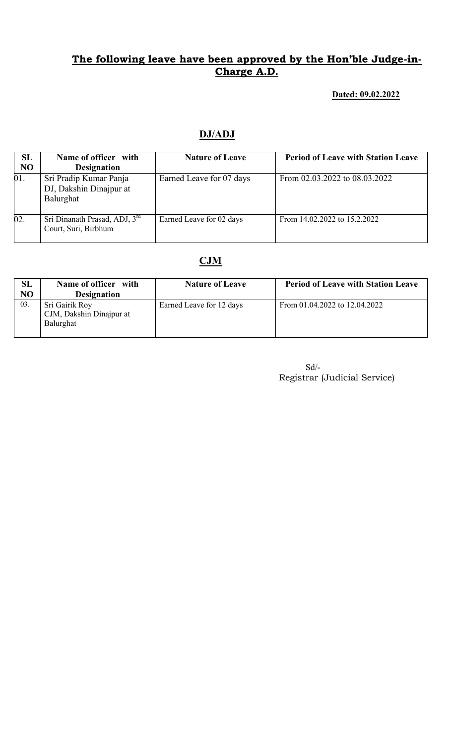## **The following leave have been approved by the Hon'ble Judge-in-Charge A.D.**

**Dated: 09.02.2022**

## DJ/ADJ

| SL NO | Name of officer with Designation | Nature of Leave | Period of Leave with Station Leave |
|---|---|---|---|
| 01. | Sri Pradip Kumar Panja DJ, Dakshin Dinajpur at Balurghat | Earned Leave for 07 days | From 02.03.2022 to 08.03.2022 |
| 02. | Sri Dinanath Prasad, ADJ, 3rd Court, Suri, Birbhum | Earned Leave for 02 days | From 14.02.2022 to 15.2.2022 |

## CJM

| SL NO | Name of officer with Designation | Nature of Leave | Period of Leave with Station Leave |
|---|---|---|---|
| 03. | Sri Gairik Roy CJM, Dakshin Dinajpur at Balurghat | Earned Leave for 12 days | From 01.04.2022 to 12.04.2022 |

Sd/-
Registrar (Judicial Service)